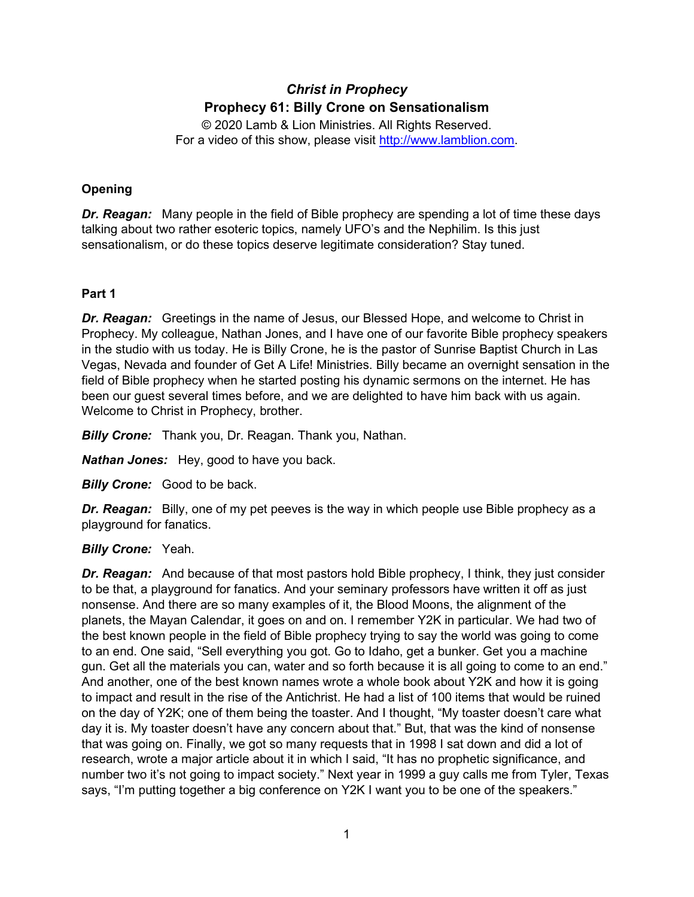# *Christ in Prophecy*

## Prophecy 61: Billy Crone on Sensationalism

© 2020 Lamb & Lion Ministries. All Rights Reserved.
For a video of this show, please visit http://www.lamblion.com.

**Opening**

***Dr. Reagan:*** Many people in the field of Bible prophecy are spending a lot of time these days talking about two rather esoteric topics, namely UFO's and the Nephilim. Is this just sensationalism, or do these topics deserve legitimate consideration? Stay tuned.

**Part 1**

***Dr. Reagan:*** Greetings in the name of Jesus, our Blessed Hope, and welcome to Christ in Prophecy. My colleague, Nathan Jones, and I have one of our favorite Bible prophecy speakers in the studio with us today. He is Billy Crone, he is the pastor of Sunrise Baptist Church in Las Vegas, Nevada and founder of Get A Life! Ministries. Billy became an overnight sensation in the field of Bible prophecy when he started posting his dynamic sermons on the internet. He has been our guest several times before, and we are delighted to have him back with us again. Welcome to Christ in Prophecy, brother.

***Billy Crone:*** Thank you, Dr. Reagan. Thank you, Nathan.

***Nathan Jones:*** Hey, good to have you back.

***Billy Crone:*** Good to be back.

***Dr. Reagan:*** Billy, one of my pet peeves is the way in which people use Bible prophecy as a playground for fanatics.

***Billy Crone:*** Yeah.

***Dr. Reagan:*** And because of that most pastors hold Bible prophecy, I think, they just consider to be that, a playground for fanatics. And your seminary professors have written it off as just nonsense. And there are so many examples of it, the Blood Moons, the alignment of the planets, the Mayan Calendar, it goes on and on. I remember Y2K in particular. We had two of the best known people in the field of Bible prophecy trying to say the world was going to come to an end. One said, "Sell everything you got. Go to Idaho, get a bunker. Get you a machine gun. Get all the materials you can, water and so forth because it is all going to come to an end." And another, one of the best known names wrote a whole book about Y2K and how it is going to impact and result in the rise of the Antichrist. He had a list of 100 items that would be ruined on the day of Y2K; one of them being the toaster. And I thought, "My toaster doesn't care what day it is. My toaster doesn't have any concern about that." But, that was the kind of nonsense that was going on. Finally, we got so many requests that in 1998 I sat down and did a lot of research, wrote a major article about it in which I said, "It has no prophetic significance, and number two it's not going to impact society." Next year in 1999 a guy calls me from Tyler, Texas says, "I'm putting together a big conference on Y2K I want you to be one of the speakers."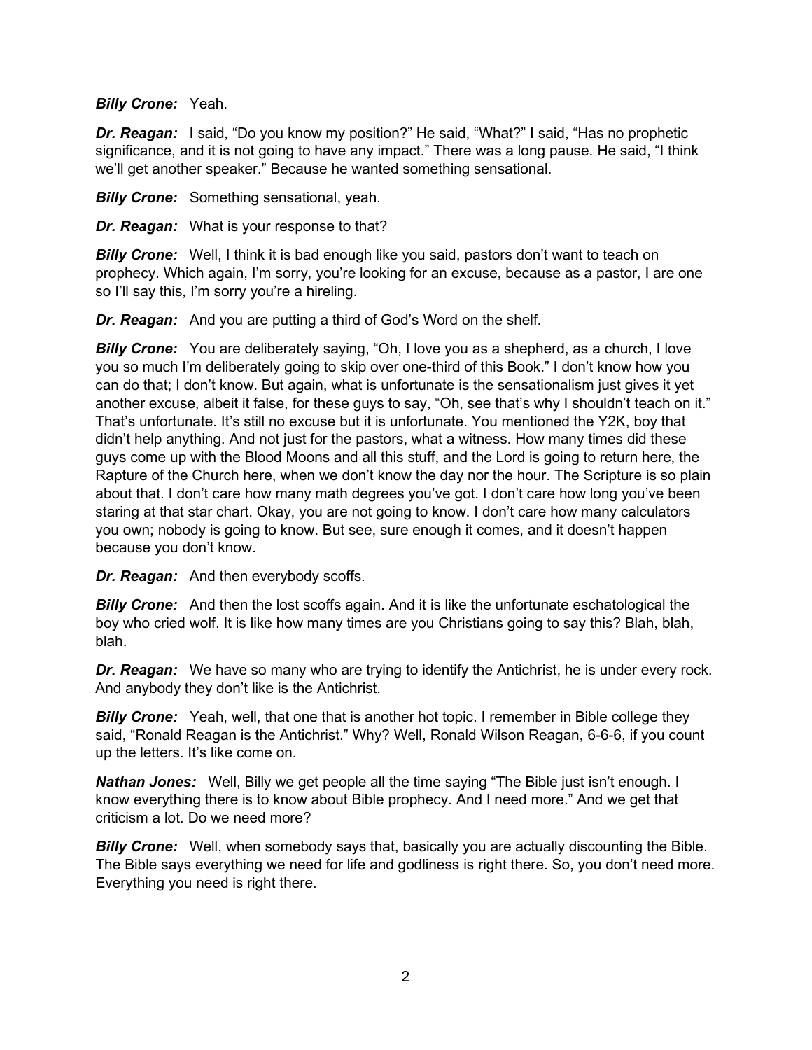***Billy Crone:*** Yeah.

***Dr. Reagan:*** I said, "Do you know my position?" He said, "What?" I said, "Has no prophetic significance, and it is not going to have any impact." There was a long pause. He said, "I think we'll get another speaker." Because he wanted something sensational.

***Billy Crone:*** Something sensational, yeah.

***Dr. Reagan:*** What is your response to that?

***Billy Crone:*** Well, I think it is bad enough like you said, pastors don't want to teach on prophecy. Which again, I'm sorry, you're looking for an excuse, because as a pastor, I are one so I'll say this, I'm sorry you're a hireling.

***Dr. Reagan:*** And you are putting a third of God's Word on the shelf.

***Billy Crone:*** You are deliberately saying, "Oh, I love you as a shepherd, as a church, I love you so much I'm deliberately going to skip over one-third of this Book." I don't know how you can do that; I don't know. But again, what is unfortunate is the sensationalism just gives it yet another excuse, albeit it false, for these guys to say, "Oh, see that's why I shouldn't teach on it." That's unfortunate. It's still no excuse but it is unfortunate. You mentioned the Y2K, boy that didn't help anything. And not just for the pastors, what a witness. How many times did these guys come up with the Blood Moons and all this stuff, and the Lord is going to return here, the Rapture of the Church here, when we don't know the day nor the hour. The Scripture is so plain about that. I don't care how many math degrees you've got. I don't care how long you've been staring at that star chart. Okay, you are not going to know. I don't care how many calculators you own; nobody is going to know. But see, sure enough it comes, and it doesn't happen because you don't know.

***Dr. Reagan:*** And then everybody scoffs.

***Billy Crone:*** And then the lost scoffs again. And it is like the unfortunate eschatological the boy who cried wolf. It is like how many times are you Christians going to say this? Blah, blah, blah.

***Dr. Reagan:*** We have so many who are trying to identify the Antichrist, he is under every rock. And anybody they don't like is the Antichrist.

***Billy Crone:*** Yeah, well, that one that is another hot topic. I remember in Bible college they said, "Ronald Reagan is the Antichrist." Why? Well, Ronald Wilson Reagan, 6-6-6, if you count up the letters. It's like come on.

***Nathan Jones:*** Well, Billy we get people all the time saying "The Bible just isn't enough. I know everything there is to know about Bible prophecy. And I need more." And we get that criticism a lot. Do we need more?

***Billy Crone:*** Well, when somebody says that, basically you are actually discounting the Bible. The Bible says everything we need for life and godliness is right there. So, you don't need more. Everything you need is right there.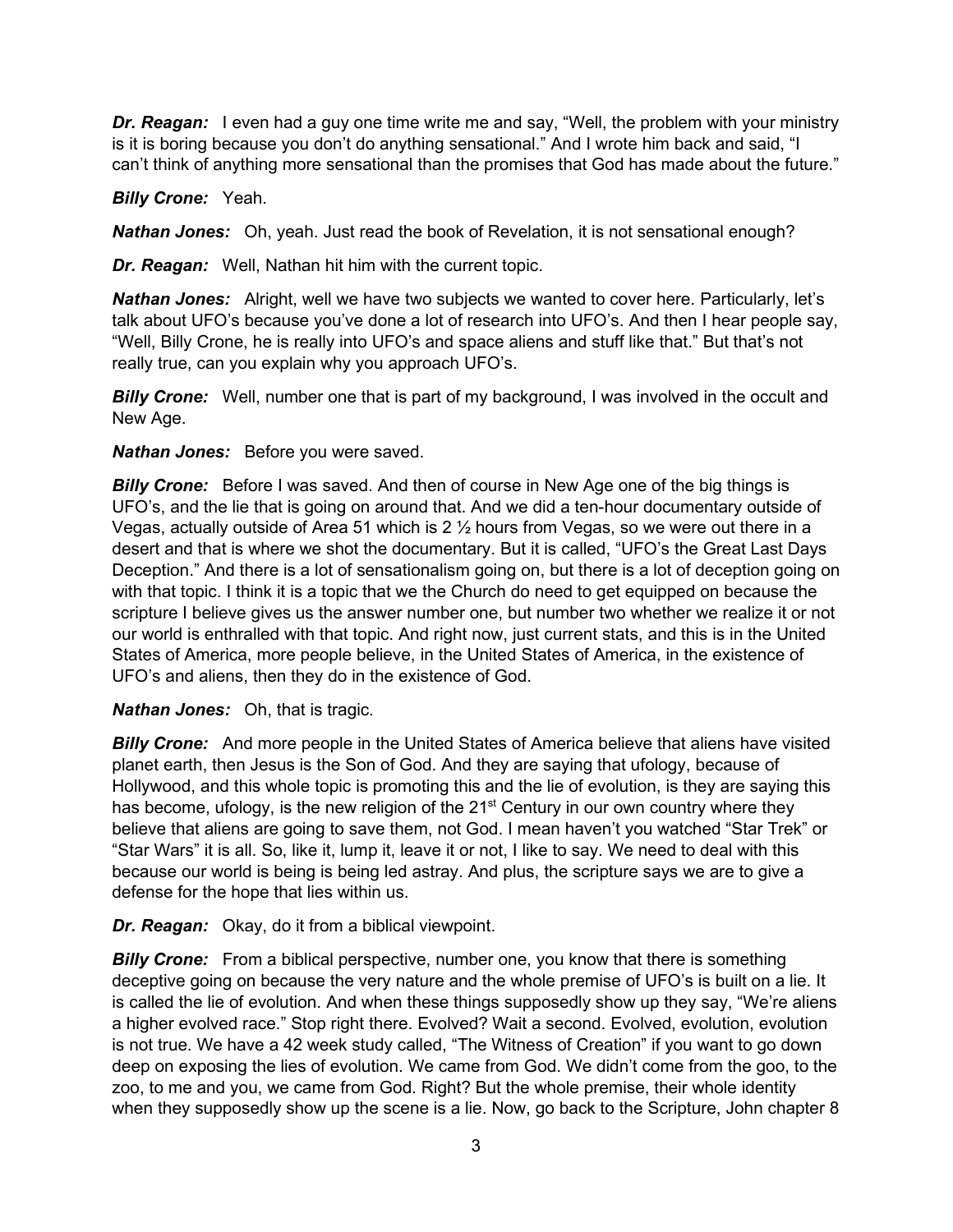***Dr. Reagan:*** I even had a guy one time write me and say, "Well, the problem with your ministry is it is boring because you don't do anything sensational." And I wrote him back and said, "I can't think of anything more sensational than the promises that God has made about the future."

***Billy Crone:*** Yeah.

***Nathan Jones:*** Oh, yeah. Just read the book of Revelation, it is not sensational enough?

***Dr. Reagan:*** Well, Nathan hit him with the current topic.

***Nathan Jones:*** Alright, well we have two subjects we wanted to cover here. Particularly, let's talk about UFO's because you've done a lot of research into UFO's. And then I hear people say, "Well, Billy Crone, he is really into UFO's and space aliens and stuff like that." But that's not really true, can you explain why you approach UFO's.

***Billy Crone:*** Well, number one that is part of my background, I was involved in the occult and New Age.

***Nathan Jones:*** Before you were saved.

***Billy Crone:*** Before I was saved. And then of course in New Age one of the big things is UFO's, and the lie that is going on around that. And we did a ten-hour documentary outside of Vegas, actually outside of Area 51 which is 2 ½ hours from Vegas, so we were out there in a desert and that is where we shot the documentary. But it is called, "UFO's the Great Last Days Deception." And there is a lot of sensationalism going on, but there is a lot of deception going on with that topic. I think it is a topic that we the Church do need to get equipped on because the scripture I believe gives us the answer number one, but number two whether we realize it or not our world is enthralled with that topic. And right now, just current stats, and this is in the United States of America, more people believe, in the United States of America, in the existence of UFO's and aliens, then they do in the existence of God.

***Nathan Jones:*** Oh, that is tragic.

***Billy Crone:*** And more people in the United States of America believe that aliens have visited planet earth, then Jesus is the Son of God. And they are saying that ufology, because of Hollywood, and this whole topic is promoting this and the lie of evolution, is they are saying this has become, ufology, is the new religion of the 21st Century in our own country where they believe that aliens are going to save them, not God. I mean haven't you watched "Star Trek" or "Star Wars" it is all. So, like it, lump it, leave it or not, I like to say. We need to deal with this because our world is being is being led astray. And plus, the scripture says we are to give a defense for the hope that lies within us.

***Dr. Reagan:*** Okay, do it from a biblical viewpoint.

***Billy Crone:*** From a biblical perspective, number one, you know that there is something deceptive going on because the very nature and the whole premise of UFO's is built on a lie. It is called the lie of evolution. And when these things supposedly show up they say, "We're aliens a higher evolved race." Stop right there. Evolved? Wait a second. Evolved, evolution, evolution is not true. We have a 42 week study called, "The Witness of Creation" if you want to go down deep on exposing the lies of evolution. We came from God. We didn't come from the goo, to the zoo, to me and you, we came from God. Right? But the whole premise, their whole identity when they supposedly show up the scene is a lie. Now, go back to the Scripture, John chapter 8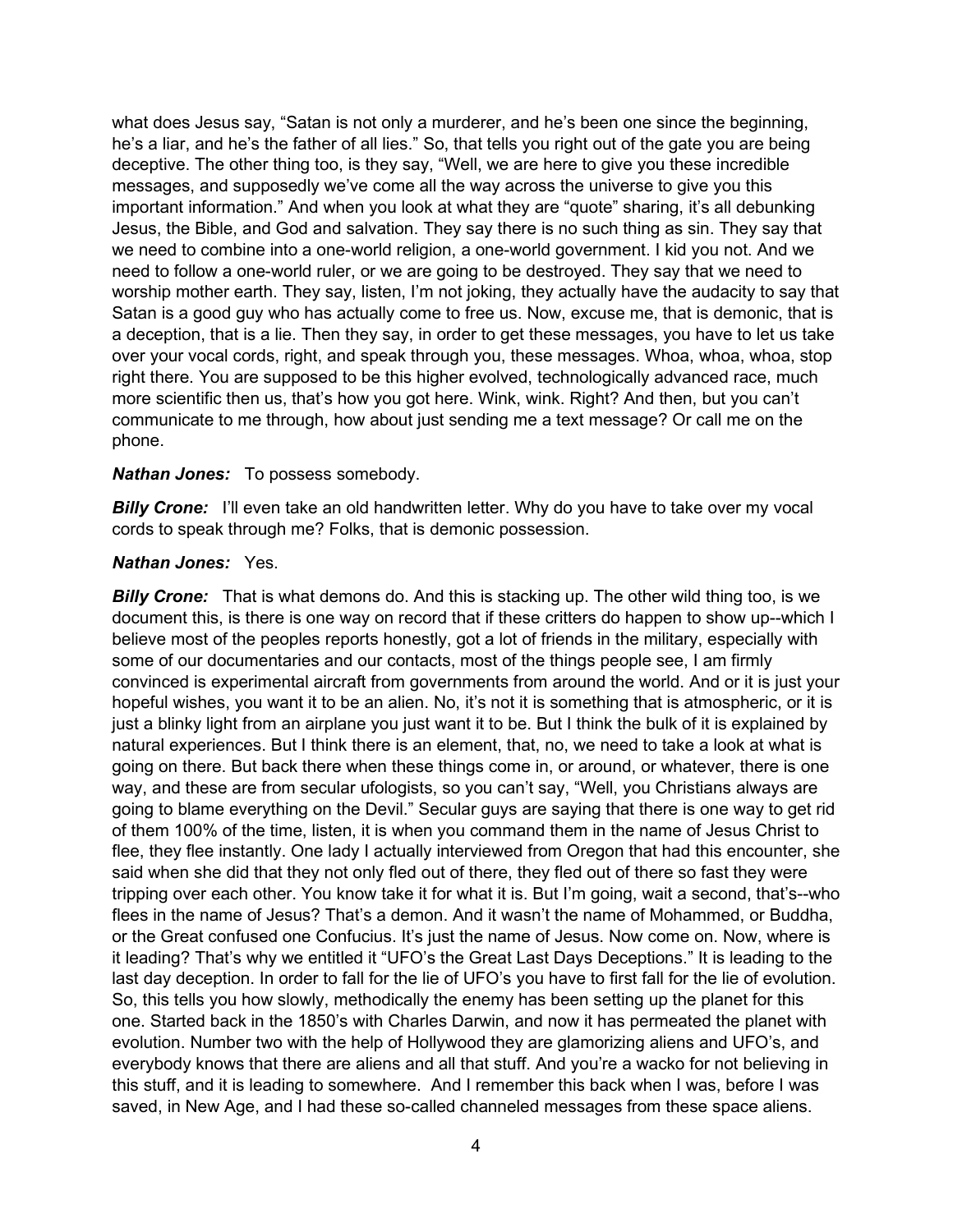what does Jesus say, "Satan is not only a murderer, and he's been one since the beginning, he's a liar, and he's the father of all lies." So, that tells you right out of the gate you are being deceptive. The other thing too, is they say, "Well, we are here to give you these incredible messages, and supposedly we've come all the way across the universe to give you this important information." And when you look at what they are "quote" sharing, it's all debunking Jesus, the Bible, and God and salvation. They say there is no such thing as sin. They say that we need to combine into a one-world religion, a one-world government. I kid you not. And we need to follow a one-world ruler, or we are going to be destroyed. They say that we need to worship mother earth. They say, listen, I'm not joking, they actually have the audacity to say that Satan is a good guy who has actually come to free us. Now, excuse me, that is demonic, that is a deception, that is a lie. Then they say, in order to get these messages, you have to let us take over your vocal cords, right, and speak through you, these messages. Whoa, whoa, whoa, stop right there. You are supposed to be this higher evolved, technologically advanced race, much more scientific then us, that's how you got here. Wink, wink. Right? And then, but you can't communicate to me through, how about just sending me a text message? Or call me on the phone.

***Nathan Jones:*** To possess somebody.

***Billy Crone:*** I'll even take an old handwritten letter. Why do you have to take over my vocal cords to speak through me? Folks, that is demonic possession.

***Nathan Jones:*** Yes.

***Billy Crone:*** That is what demons do. And this is stacking up. The other wild thing too, is we document this, is there is one way on record that if these critters do happen to show up--which I believe most of the peoples reports honestly, got a lot of friends in the military, especially with some of our documentaries and our contacts, most of the things people see, I am firmly convinced is experimental aircraft from governments from around the world. And or it is just your hopeful wishes, you want it to be an alien. No, it's not it is something that is atmospheric, or it is just a blinky light from an airplane you just want it to be. But I think the bulk of it is explained by natural experiences. But I think there is an element, that, no, we need to take a look at what is going on there. But back there when these things come in, or around, or whatever, there is one way, and these are from secular ufologists, so you can't say, "Well, you Christians always are going to blame everything on the Devil." Secular guys are saying that there is one way to get rid of them 100% of the time, listen, it is when you command them in the name of Jesus Christ to flee, they flee instantly. One lady I actually interviewed from Oregon that had this encounter, she said when she did that they not only fled out of there, they fled out of there so fast they were tripping over each other. You know take it for what it is. But I'm going, wait a second, that's--who flees in the name of Jesus? That's a demon. And it wasn't the name of Mohammed, or Buddha, or the Great confused one Confucius. It's just the name of Jesus. Now come on. Now, where is it leading? That's why we entitled it "UFO's the Great Last Days Deceptions." It is leading to the last day deception. In order to fall for the lie of UFO's you have to first fall for the lie of evolution. So, this tells you how slowly, methodically the enemy has been setting up the planet for this one. Started back in the 1850's with Charles Darwin, and now it has permeated the planet with evolution. Number two with the help of Hollywood they are glamorizing aliens and UFO's, and everybody knows that there are aliens and all that stuff. And you're a wacko for not believing in this stuff, and it is leading to somewhere. And I remember this back when I was, before I was saved, in New Age, and I had these so-called channeled messages from these space aliens.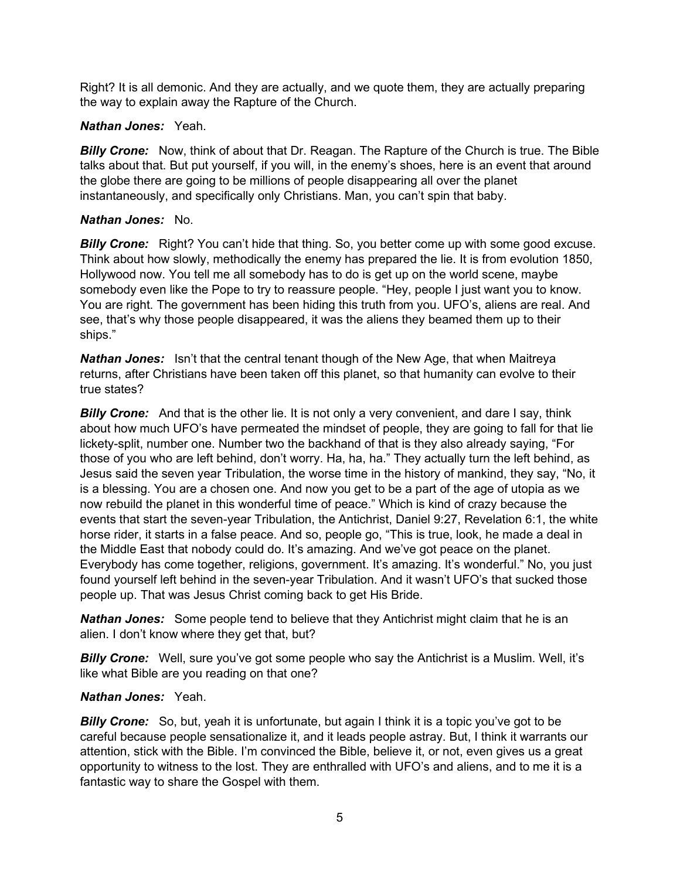Right? It is all demonic. And they are actually, and we quote them, they are actually preparing the way to explain away the Rapture of the Church.

***Nathan Jones:*** Yeah.

***Billy Crone:*** Now, think of about that Dr. Reagan. The Rapture of the Church is true. The Bible talks about that. But put yourself, if you will, in the enemy's shoes, here is an event that around the globe there are going to be millions of people disappearing all over the planet instantaneously, and specifically only Christians. Man, you can't spin that baby.

***Nathan Jones:*** No.

***Billy Crone:*** Right? You can't hide that thing. So, you better come up with some good excuse. Think about how slowly, methodically the enemy has prepared the lie. It is from evolution 1850, Hollywood now. You tell me all somebody has to do is get up on the world scene, maybe somebody even like the Pope to try to reassure people. "Hey, people I just want you to know. You are right. The government has been hiding this truth from you. UFO's, aliens are real. And see, that's why those people disappeared, it was the aliens they beamed them up to their ships."

***Nathan Jones:*** Isn't that the central tenant though of the New Age, that when Maitreya returns, after Christians have been taken off this planet, so that humanity can evolve to their true states?

***Billy Crone:*** And that is the other lie. It is not only a very convenient, and dare I say, think about how much UFO's have permeated the mindset of people, they are going to fall for that lie lickety-split, number one. Number two the backhand of that is they also already saying, "For those of you who are left behind, don't worry. Ha, ha, ha." They actually turn the left behind, as Jesus said the seven year Tribulation, the worse time in the history of mankind, they say, "No, it is a blessing. You are a chosen one. And now you get to be a part of the age of utopia as we now rebuild the planet in this wonderful time of peace." Which is kind of crazy because the events that start the seven-year Tribulation, the Antichrist, Daniel 9:27, Revelation 6:1, the white horse rider, it starts in a false peace. And so, people go, "This is true, look, he made a deal in the Middle East that nobody could do. It's amazing. And we've got peace on the planet. Everybody has come together, religions, government. It's amazing. It's wonderful." No, you just found yourself left behind in the seven-year Tribulation. And it wasn't UFO's that sucked those people up. That was Jesus Christ coming back to get His Bride.

***Nathan Jones:*** Some people tend to believe that they Antichrist might claim that he is an alien. I don't know where they get that, but?

***Billy Crone:*** Well, sure you've got some people who say the Antichrist is a Muslim. Well, it's like what Bible are you reading on that one?

***Nathan Jones:*** Yeah.

***Billy Crone:*** So, but, yeah it is unfortunate, but again I think it is a topic you've got to be careful because people sensationalize it, and it leads people astray. But, I think it warrants our attention, stick with the Bible. I'm convinced the Bible, believe it, or not, even gives us a great opportunity to witness to the lost. They are enthralled with UFO's and aliens, and to me it is a fantastic way to share the Gospel with them.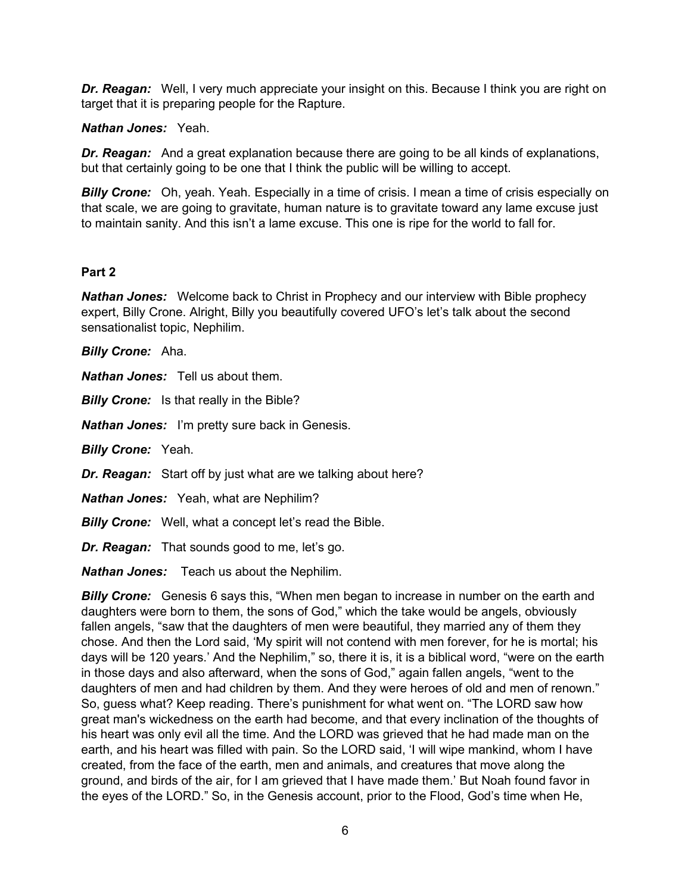***Dr. Reagan:*** Well, I very much appreciate your insight on this. Because I think you are right on target that it is preparing people for the Rapture.

***Nathan Jones:*** Yeah.

***Dr. Reagan:*** And a great explanation because there are going to be all kinds of explanations, but that certainly going to be one that I think the public will be willing to accept.

***Billy Crone:*** Oh, yeah. Yeah. Especially in a time of crisis. I mean a time of crisis especially on that scale, we are going to gravitate, human nature is to gravitate toward any lame excuse just to maintain sanity. And this isn't a lame excuse. This one is ripe for the world to fall for.

**Part 2**

***Nathan Jones:*** Welcome back to Christ in Prophecy and our interview with Bible prophecy expert, Billy Crone. Alright, Billy you beautifully covered UFO's let's talk about the second sensationalist topic, Nephilim.

***Billy Crone:*** Aha.

***Nathan Jones:*** Tell us about them.

***Billy Crone:*** Is that really in the Bible?

***Nathan Jones:*** I'm pretty sure back in Genesis.

***Billy Crone:*** Yeah.

***Dr. Reagan:*** Start off by just what are we talking about here?

***Nathan Jones:*** Yeah, what are Nephilim?

***Billy Crone:*** Well, what a concept let's read the Bible.

***Dr. Reagan:*** That sounds good to me, let's go.

***Nathan Jones:*** Teach us about the Nephilim.

***Billy Crone:*** Genesis 6 says this, "When men began to increase in number on the earth and daughters were born to them, the sons of God," which the take would be angels, obviously fallen angels, "saw that the daughters of men were beautiful, they married any of them they chose. And then the Lord said, 'My spirit will not contend with men forever, for he is mortal; his days will be 120 years.' And the Nephilim," so, there it is, it is a biblical word, "were on the earth in those days and also afterward, when the sons of God," again fallen angels, "went to the daughters of men and had children by them. And they were heroes of old and men of renown." So, guess what? Keep reading. There's punishment for what went on. "The LORD saw how great man's wickedness on the earth had become, and that every inclination of the thoughts of his heart was only evil all the time. And the LORD was grieved that he had made man on the earth, and his heart was filled with pain. So the LORD said, 'I will wipe mankind, whom I have created, from the face of the earth, men and animals, and creatures that move along the ground, and birds of the air, for I am grieved that I have made them.' But Noah found favor in the eyes of the LORD." So, in the Genesis account, prior to the Flood, God's time when He,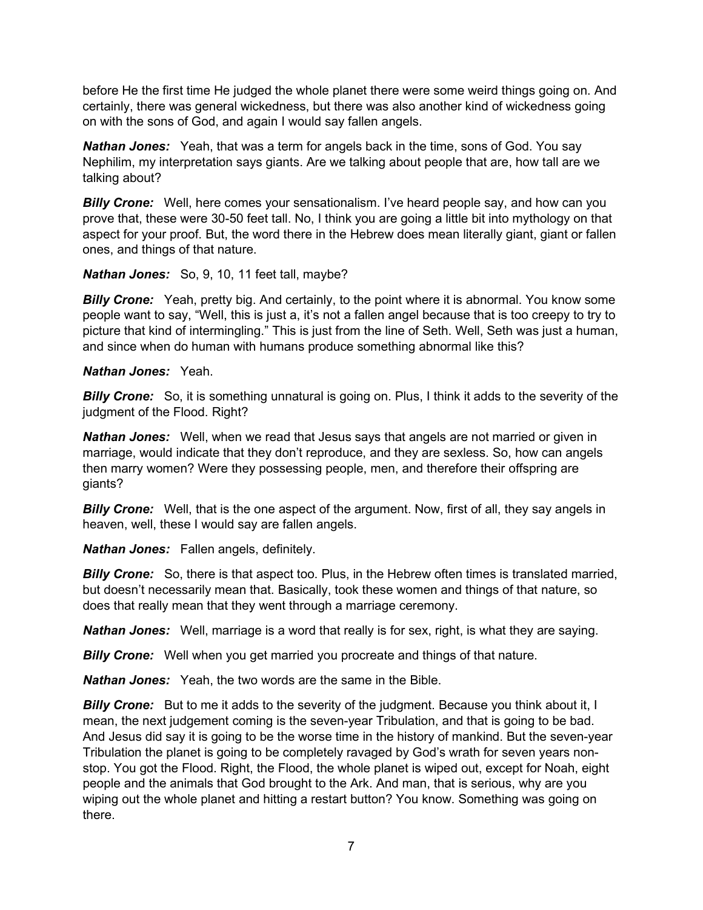before He the first time He judged the whole planet there were some weird things going on. And certainly, there was general wickedness, but there was also another kind of wickedness going on with the sons of God, and again I would say fallen angels.

***Nathan Jones:*** Yeah, that was a term for angels back in the time, sons of God. You say Nephilim, my interpretation says giants. Are we talking about people that are, how tall are we talking about?

***Billy Crone:*** Well, here comes your sensationalism. I've heard people say, and how can you prove that, these were 30-50 feet tall. No, I think you are going a little bit into mythology on that aspect for your proof. But, the word there in the Hebrew does mean literally giant, giant or fallen ones, and things of that nature.

***Nathan Jones:*** So, 9, 10, 11 feet tall, maybe?

***Billy Crone:*** Yeah, pretty big. And certainly, to the point where it is abnormal. You know some people want to say, "Well, this is just a, it's not a fallen angel because that is too creepy to try to picture that kind of intermingling." This is just from the line of Seth. Well, Seth was just a human, and since when do human with humans produce something abnormal like this?

***Nathan Jones:*** Yeah.

***Billy Crone:*** So, it is something unnatural is going on. Plus, I think it adds to the severity of the judgment of the Flood. Right?

***Nathan Jones:*** Well, when we read that Jesus says that angels are not married or given in marriage, would indicate that they don't reproduce, and they are sexless. So, how can angels then marry women? Were they possessing people, men, and therefore their offspring are giants?

***Billy Crone:*** Well, that is the one aspect of the argument. Now, first of all, they say angels in heaven, well, these I would say are fallen angels.

***Nathan Jones:*** Fallen angels, definitely.

***Billy Crone:*** So, there is that aspect too. Plus, in the Hebrew often times is translated married, but doesn't necessarily mean that. Basically, took these women and things of that nature, so does that really mean that they went through a marriage ceremony.

***Nathan Jones:*** Well, marriage is a word that really is for sex, right, is what they are saying.

***Billy Crone:*** Well when you get married you procreate and things of that nature.

***Nathan Jones:*** Yeah, the two words are the same in the Bible.

***Billy Crone:*** But to me it adds to the severity of the judgment. Because you think about it, I mean, the next judgement coming is the seven-year Tribulation, and that is going to be bad. And Jesus did say it is going to be the worse time in the history of mankind. But the seven-year Tribulation the planet is going to be completely ravaged by God's wrath for seven years non-stop. You got the Flood. Right, the Flood, the whole planet is wiped out, except for Noah, eight people and the animals that God brought to the Ark. And man, that is serious, why are you wiping out the whole planet and hitting a restart button? You know. Something was going on there.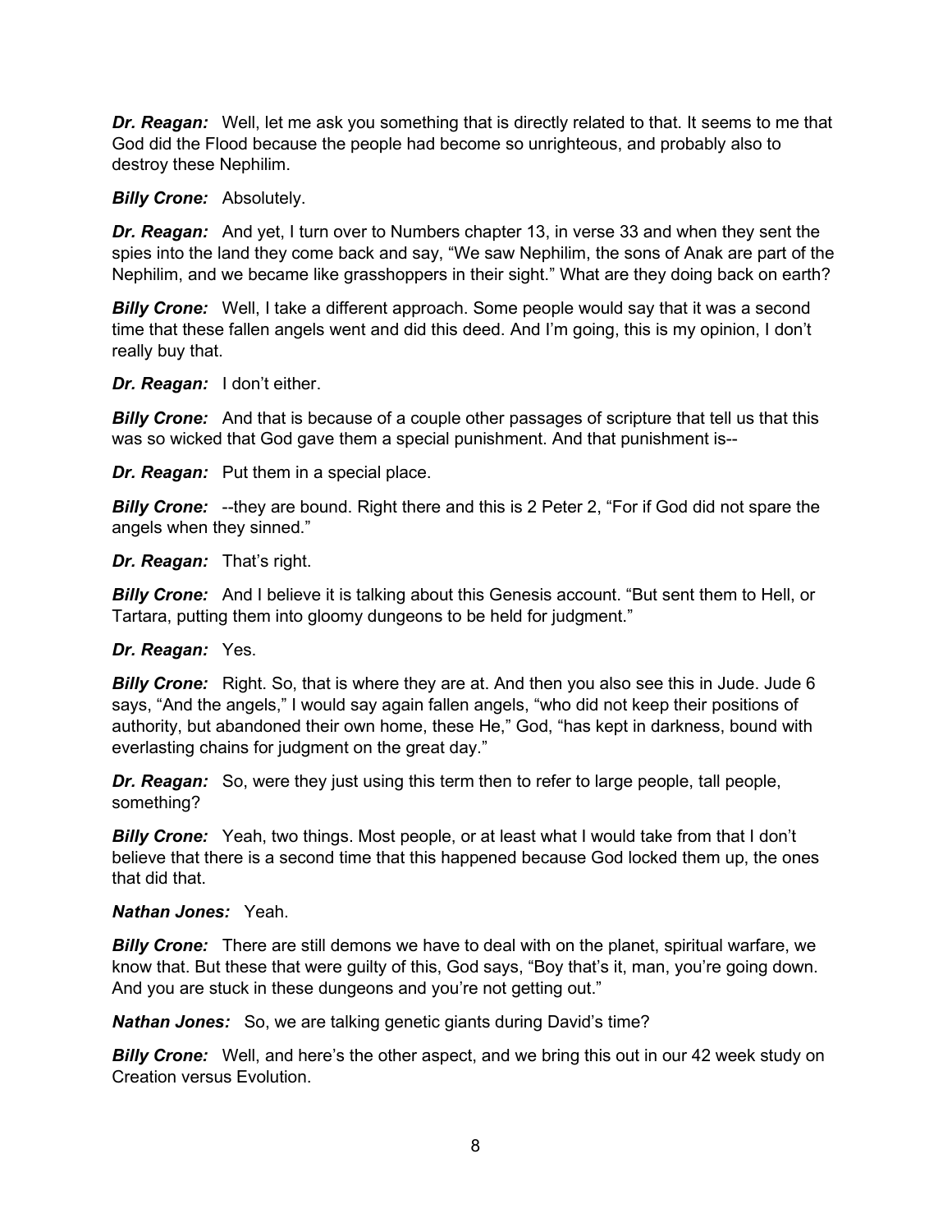***Dr. Reagan:*** Well, let me ask you something that is directly related to that. It seems to me that God did the Flood because the people had become so unrighteous, and probably also to destroy these Nephilim.

***Billy Crone:*** Absolutely.

***Dr. Reagan:*** And yet, I turn over to Numbers chapter 13, in verse 33 and when they sent the spies into the land they come back and say, "We saw Nephilim, the sons of Anak are part of the Nephilim, and we became like grasshoppers in their sight." What are they doing back on earth?

***Billy Crone:*** Well, I take a different approach. Some people would say that it was a second time that these fallen angels went and did this deed. And I'm going, this is my opinion, I don't really buy that.

***Dr. Reagan:*** I don't either.

***Billy Crone:*** And that is because of a couple other passages of scripture that tell us that this was so wicked that God gave them a special punishment. And that punishment is--

***Dr. Reagan:*** Put them in a special place.

***Billy Crone:*** --they are bound. Right there and this is 2 Peter 2, "For if God did not spare the angels when they sinned."

***Dr. Reagan:*** That's right.

***Billy Crone:*** And I believe it is talking about this Genesis account. "But sent them to Hell, or Tartara, putting them into gloomy dungeons to be held for judgment."

***Dr. Reagan:*** Yes.

***Billy Crone:*** Right. So, that is where they are at. And then you also see this in Jude. Jude 6 says, "And the angels," I would say again fallen angels, "who did not keep their positions of authority, but abandoned their own home, these He," God, "has kept in darkness, bound with everlasting chains for judgment on the great day."

***Dr. Reagan:*** So, were they just using this term then to refer to large people, tall people, something?

***Billy Crone:*** Yeah, two things. Most people, or at least what I would take from that I don't believe that there is a second time that this happened because God locked them up, the ones that did that.

***Nathan Jones:*** Yeah.

***Billy Crone:*** There are still demons we have to deal with on the planet, spiritual warfare, we know that. But these that were guilty of this, God says, "Boy that's it, man, you're going down. And you are stuck in these dungeons and you're not getting out."

***Nathan Jones:*** So, we are talking genetic giants during David's time?

***Billy Crone:*** Well, and here's the other aspect, and we bring this out in our 42 week study on Creation versus Evolution.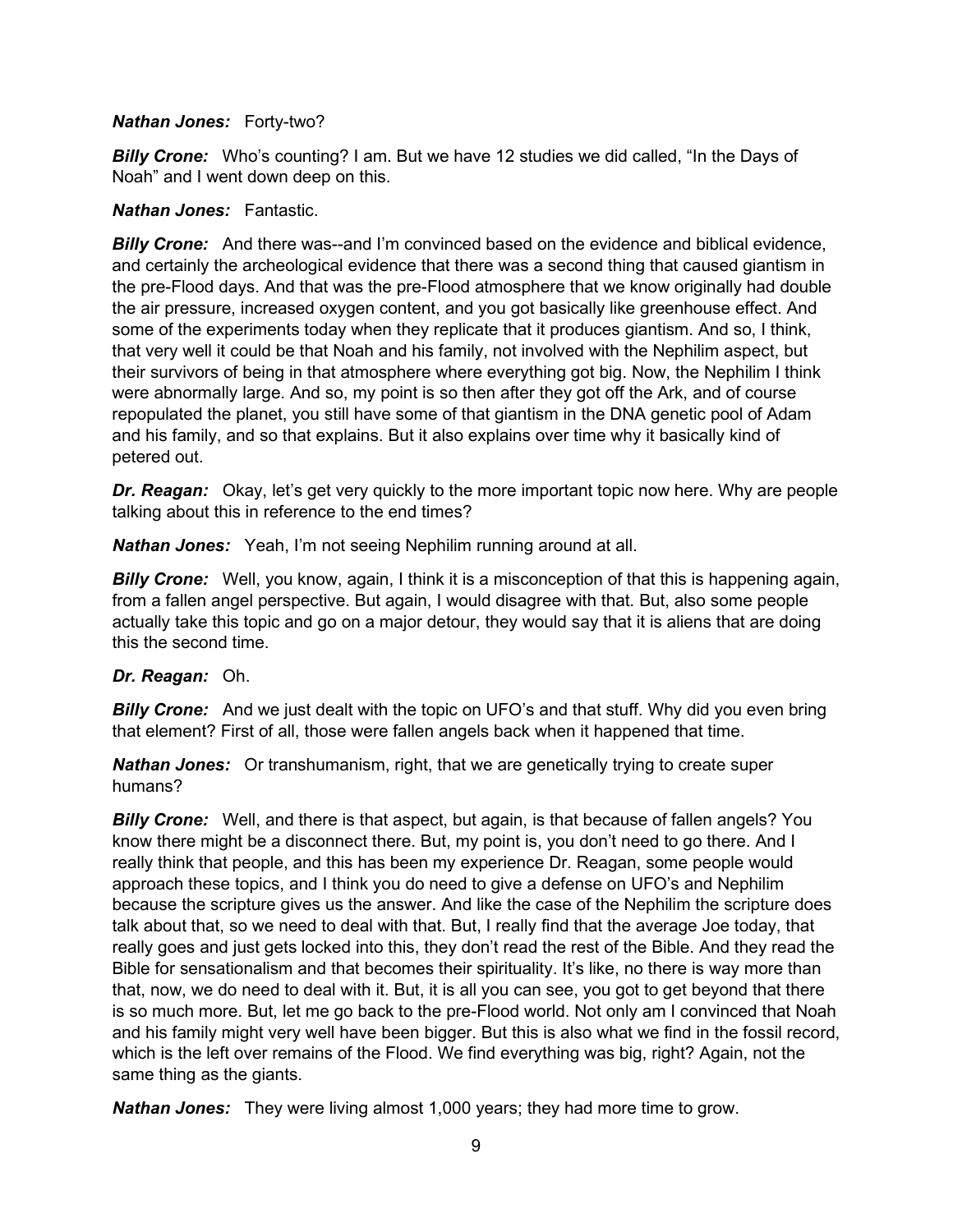***Nathan Jones:*** Forty-two?

***Billy Crone:*** Who's counting? I am. But we have 12 studies we did called, "In the Days of Noah" and I went down deep on this.

***Nathan Jones:*** Fantastic.

***Billy Crone:*** And there was--and I'm convinced based on the evidence and biblical evidence, and certainly the archeological evidence that there was a second thing that caused giantism in the pre-Flood days. And that was the pre-Flood atmosphere that we know originally had double the air pressure, increased oxygen content, and you got basically like greenhouse effect. And some of the experiments today when they replicate that it produces giantism. And so, I think, that very well it could be that Noah and his family, not involved with the Nephilim aspect, but their survivors of being in that atmosphere where everything got big. Now, the Nephilim I think were abnormally large. And so, my point is so then after they got off the Ark, and of course repopulated the planet, you still have some of that giantism in the DNA genetic pool of Adam and his family, and so that explains. But it also explains over time why it basically kind of petered out.

***Dr. Reagan:*** Okay, let's get very quickly to the more important topic now here. Why are people talking about this in reference to the end times?

***Nathan Jones:*** Yeah, I'm not seeing Nephilim running around at all.

***Billy Crone:*** Well, you know, again, I think it is a misconception of that this is happening again, from a fallen angel perspective. But again, I would disagree with that. But, also some people actually take this topic and go on a major detour, they would say that it is aliens that are doing this the second time.

***Dr. Reagan:*** Oh.

***Billy Crone:*** And we just dealt with the topic on UFO's and that stuff. Why did you even bring that element? First of all, those were fallen angels back when it happened that time.

***Nathan Jones:*** Or transhumanism, right, that we are genetically trying to create super humans?

***Billy Crone:*** Well, and there is that aspect, but again, is that because of fallen angels? You know there might be a disconnect there. But, my point is, you don't need to go there. And I really think that people, and this has been my experience Dr. Reagan, some people would approach these topics, and I think you do need to give a defense on UFO's and Nephilim because the scripture gives us the answer. And like the case of the Nephilim the scripture does talk about that, so we need to deal with that. But, I really find that the average Joe today, that really goes and just gets locked into this, they don't read the rest of the Bible. And they read the Bible for sensationalism and that becomes their spirituality. It's like, no there is way more than that, now, we do need to deal with it. But, it is all you can see, you got to get beyond that there is so much more. But, let me go back to the pre-Flood world. Not only am I convinced that Noah and his family might very well have been bigger. But this is also what we find in the fossil record, which is the left over remains of the Flood. We find everything was big, right? Again, not the same thing as the giants.

***Nathan Jones:*** They were living almost 1,000 years; they had more time to grow.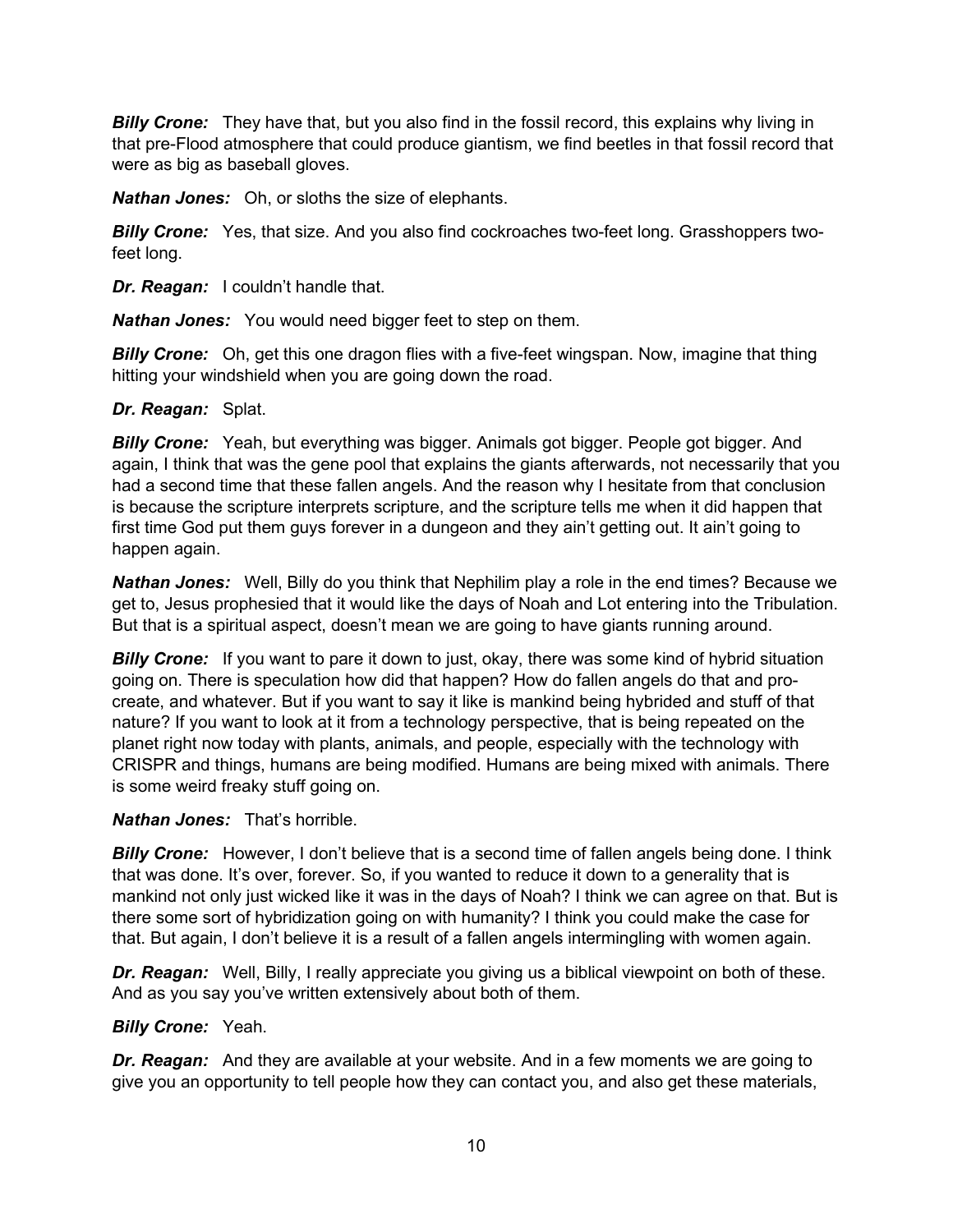***Billy Crone:*** They have that, but you also find in the fossil record, this explains why living in that pre-Flood atmosphere that could produce giantism, we find beetles in that fossil record that were as big as baseball gloves.

***Nathan Jones:*** Oh, or sloths the size of elephants.

***Billy Crone:*** Yes, that size. And you also find cockroaches two-feet long. Grasshoppers two-feet long.

***Dr. Reagan:*** I couldn't handle that.

***Nathan Jones:*** You would need bigger feet to step on them.

***Billy Crone:*** Oh, get this one dragon flies with a five-feet wingspan. Now, imagine that thing hitting your windshield when you are going down the road.

***Dr. Reagan:*** Splat.

***Billy Crone:*** Yeah, but everything was bigger. Animals got bigger. People got bigger. And again, I think that was the gene pool that explains the giants afterwards, not necessarily that you had a second time that these fallen angels. And the reason why I hesitate from that conclusion is because the scripture interprets scripture, and the scripture tells me when it did happen that first time God put them guys forever in a dungeon and they ain't getting out. It ain't going to happen again.

***Nathan Jones:*** Well, Billy do you think that Nephilim play a role in the end times? Because we get to, Jesus prophesied that it would like the days of Noah and Lot entering into the Tribulation. But that is a spiritual aspect, doesn't mean we are going to have giants running around.

***Billy Crone:*** If you want to pare it down to just, okay, there was some kind of hybrid situation going on. There is speculation how did that happen? How do fallen angels do that and pro-create, and whatever. But if you want to say it like is mankind being hybrided and stuff of that nature? If you want to look at it from a technology perspective, that is being repeated on the planet right now today with plants, animals, and people, especially with the technology with CRISPR and things, humans are being modified. Humans are being mixed with animals. There is some weird freaky stuff going on.

***Nathan Jones:*** That's horrible.

***Billy Crone:*** However, I don't believe that is a second time of fallen angels being done. I think that was done. It's over, forever. So, if you wanted to reduce it down to a generality that is mankind not only just wicked like it was in the days of Noah? I think we can agree on that. But is there some sort of hybridization going on with humanity? I think you could make the case for that. But again, I don't believe it is a result of a fallen angels intermingling with women again.

***Dr. Reagan:*** Well, Billy, I really appreciate you giving us a biblical viewpoint on both of these. And as you say you've written extensively about both of them.

***Billy Crone:*** Yeah.

***Dr. Reagan:*** And they are available at your website. And in a few moments we are going to give you an opportunity to tell people how they can contact you, and also get these materials,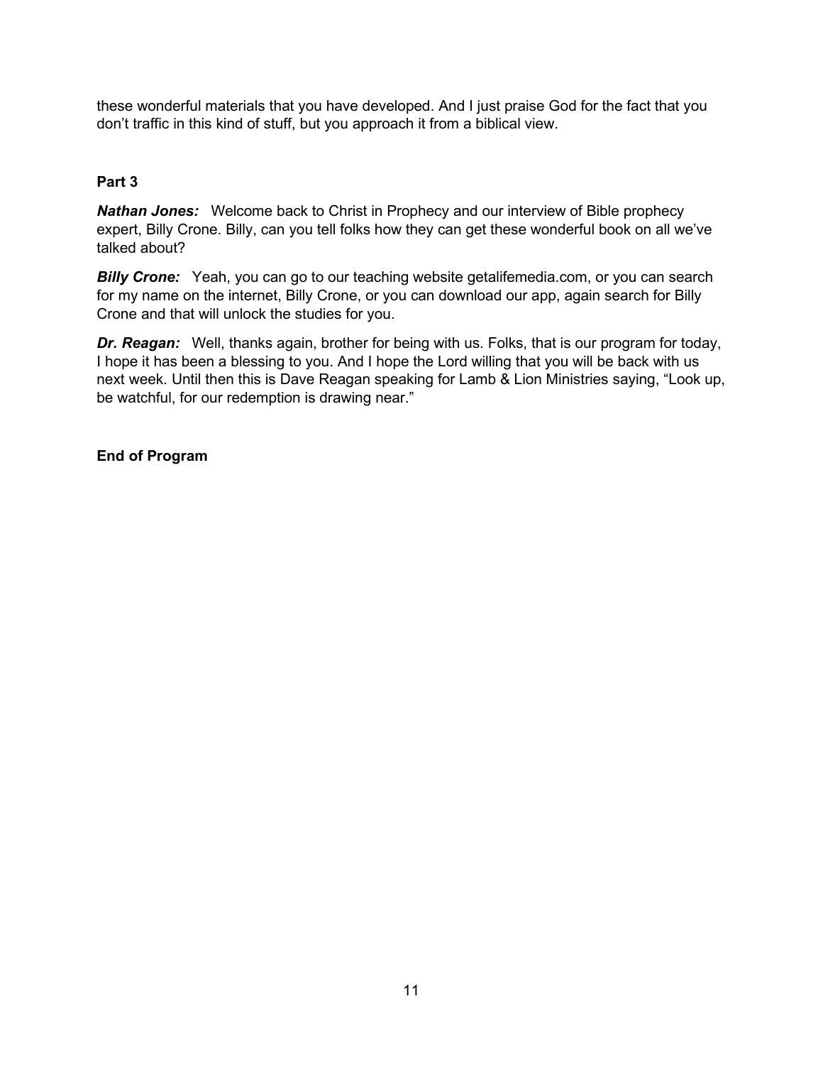these wonderful materials that you have developed. And I just praise God for the fact that you don't traffic in this kind of stuff, but you approach it from a biblical view.

**Part 3**

***Nathan Jones:*** Welcome back to Christ in Prophecy and our interview of Bible prophecy expert, Billy Crone. Billy, can you tell folks how they can get these wonderful book on all we've talked about?

***Billy Crone:*** Yeah, you can go to our teaching website getalifemedia.com, or you can search for my name on the internet, Billy Crone, or you can download our app, again search for Billy Crone and that will unlock the studies for you.

***Dr. Reagan:*** Well, thanks again, brother for being with us. Folks, that is our program for today, I hope it has been a blessing to you. And I hope the Lord willing that you will be back with us next week. Until then this is Dave Reagan speaking for Lamb & Lion Ministries saying, "Look up, be watchful, for our redemption is drawing near."

**End of Program**